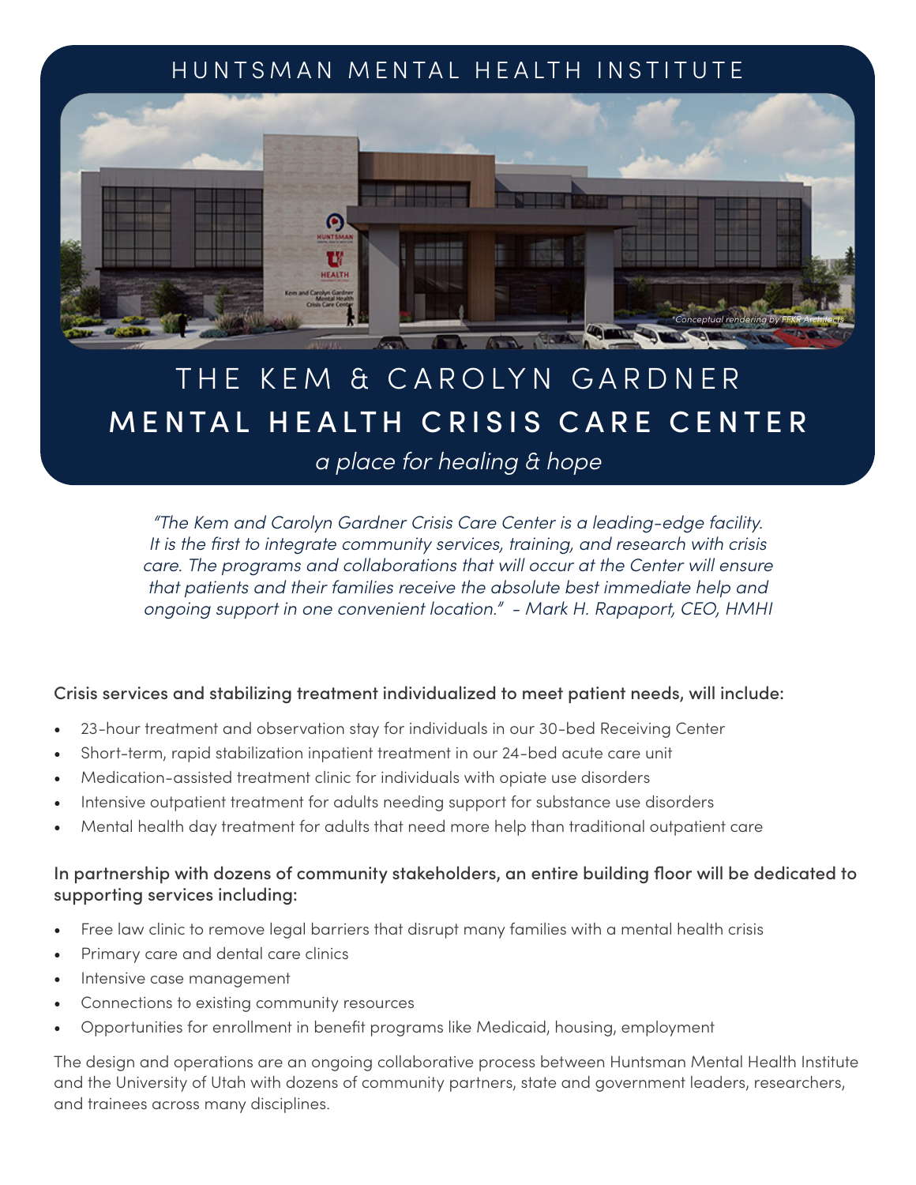HUNTSMAN MENTAL HEALTH INSTITUTE

*Conceptual rendering by FFKR Architects

# THE KEM & CAROLYN GARDNER
# MENTAL HEALTH CRISIS CARE CENTER

*a place for healing & hope*

*"The Kem and Carolyn Gardner Crisis Care Center is a leading-edge facility. It is the first to integrate community services, training, and research with crisis care. The programs and collaborations that will occur at the Center will ensure that patients and their families receive the absolute best immediate help and ongoing support in one convenient location." - Mark H. Rapaport, CEO, HMHI*

Crisis services and stabilizing treatment individualized to meet patient needs, will include:

- 23-hour treatment and observation stay for individuals in our 30-bed Receiving Center
- Short-term, rapid stabilization inpatient treatment in our 24-bed acute care unit
- Medication-assisted treatment clinic for individuals with opiate use disorders
- Intensive outpatient treatment for adults needing support for substance use disorders
- Mental health day treatment for adults that need more help than traditional outpatient care

In partnership with dozens of community stakeholders, an entire building floor will be dedicated to supporting services including:

- Free law clinic to remove legal barriers that disrupt many families with a mental health crisis
- Primary care and dental care clinics
- Intensive case management
- Connections to existing community resources
- Opportunities for enrollment in benefit programs like Medicaid, housing, employment

The design and operations are an ongoing collaborative process between Huntsman Mental Health Institute and the University of Utah with dozens of community partners, state and government leaders, researchers, and trainees across many disciplines.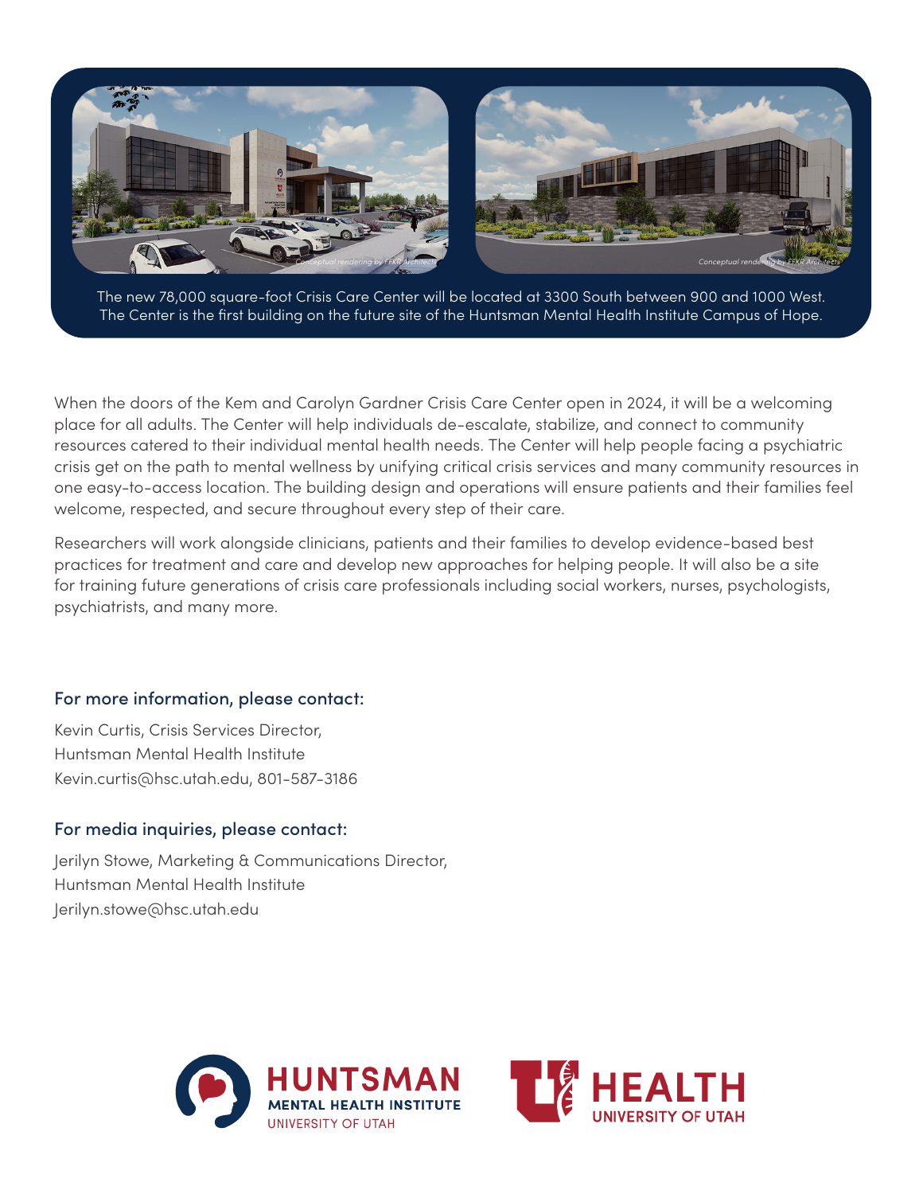The new 78,000 square-foot Crisis Care Center will be located at 3300 South between 900 and 1000 West. The Center is the first building on the future site of the Huntsman Mental Health Institute Campus of Hope.

When the doors of the Kem and Carolyn Gardner Crisis Care Center open in 2024, it will be a welcoming place for all adults. The Center will help individuals de-escalate, stabilize, and connect to community resources catered to their individual mental health needs. The Center will help people facing a psychiatric crisis get on the path to mental wellness by unifying critical crisis services and many community resources in one easy-to-access location. The building design and operations will ensure patients and their families feel welcome, respected, and secure throughout every step of their care.

Researchers will work alongside clinicians, patients and their families to develop evidence-based best practices for treatment and care and develop new approaches for helping people. It will also be a site for training future generations of crisis care professionals including social workers, nurses, psychologists, psychiatrists, and many more.

### For more information, please contact:

Kevin Curtis, Crisis Services Director,
Huntsman Mental Health Institute
Kevin.curtis@hsc.utah.edu, 801-587-3186

### For media inquiries, please contact:

Jerilyn Stowe, Marketing & Communications Director,
Huntsman Mental Health Institute
Jerilyn.stowe@hsc.utah.edu